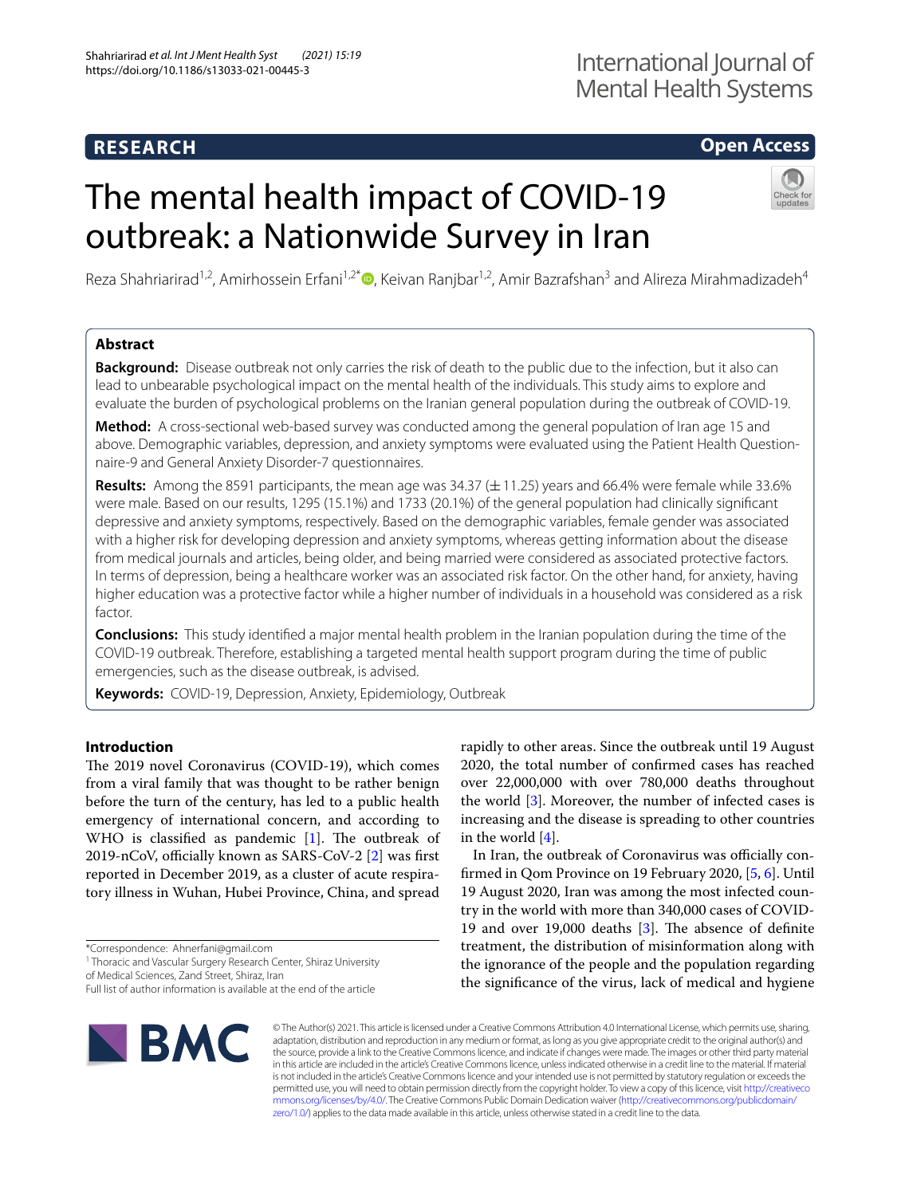RESEARCH

Open Access

# The mental health impact of COVID-19 outbreak: a Nationwide Survey in Iran

Reza Shahriarirad[1,2], Amirhossein Erfani[1,2*], Keivan Ranjbar[1,2], Amir Bazrafshan[3] and Alireza Mirahmadizadeh[4]

## Abstract

**Background:** Disease outbreak not only carries the risk of death to the public due to the infection, but it also can lead to unbearable psychological impact on the mental health of the individuals. This study aims to explore and evaluate the burden of psychological problems on the Iranian general population during the outbreak of COVID-19.

**Method:** A cross-sectional web-based survey was conducted among the general population of Iran age 15 and above. Demographic variables, depression, and anxiety symptoms were evaluated using the Patient Health Questionnaire-9 and General Anxiety Disorder-7 questionnaires.

**Results:** Among the 8591 participants, the mean age was 34.37 (±11.25) years and 66.4% were female while 33.6% were male. Based on our results, 1295 (15.1%) and 1733 (20.1%) of the general population had clinically significant depressive and anxiety symptoms, respectively. Based on the demographic variables, female gender was associated with a higher risk for developing depression and anxiety symptoms, whereas getting information about the disease from medical journals and articles, being older, and being married were considered as associated protective factors. In terms of depression, being a healthcare worker was an associated risk factor. On the other hand, for anxiety, having higher education was a protective factor while a higher number of individuals in a household was considered as a risk factor.

**Conclusions:** This study identified a major mental health problem in the Iranian population during the time of the COVID-19 outbreak. Therefore, establishing a targeted mental health support program during the time of public emergencies, such as the disease outbreak, is advised.

**Keywords:** COVID-19, Depression, Anxiety, Epidemiology, Outbreak

## Introduction

The 2019 novel Coronavirus (COVID-19), which comes from a viral family that was thought to be rather benign before the turn of the century, has led to a public health emergency of international concern, and according to WHO is classified as pandemic [1]. The outbreak of 2019-nCoV, officially known as SARS-CoV-2 [2] was first reported in December 2019, as a cluster of acute respiratory illness in Wuhan, Hubei Province, China, and spread rapidly to other areas. Since the outbreak until 19 August 2020, the total number of confirmed cases has reached over 22,000,000 with over 780,000 deaths throughout the world [3]. Moreover, the number of infected cases is increasing and the disease is spreading to other countries in the world [4].

In Iran, the outbreak of Coronavirus was officially confirmed in Qom Province on 19 February 2020, [5, 6]. Until 19 August 2020, Iran was among the most infected country in the world with more than 340,000 cases of COVID-19 and over 19,000 deaths [3]. The absence of definite treatment, the distribution of misinformation along with the ignorance of the people and the population regarding the significance of the virus, lack of medical and hygiene

*Correspondence: Ahnerfani@gmail.com
[1] Thoracic and Vascular Surgery Research Center, Shiraz University of Medical Sciences, Zand Street, Shiraz, Iran
Full list of author information is available at the end of the article

© The Author(s) 2021. This article is licensed under a Creative Commons Attribution 4.0 International License, which permits use, sharing, adaptation, distribution and reproduction in any medium or format, as long as you give appropriate credit to the original author(s) and the source, provide a link to the Creative Commons licence, and indicate if changes were made. The images or other third party material in this article are included in the article's Creative Commons licence, unless indicated otherwise in a credit line to the material. If material is not included in the article's Creative Commons licence and your intended use is not permitted by statutory regulation or exceeds the permitted use, you will need to obtain permission directly from the copyright holder. To view a copy of this licence, visit http://creativecommons.org/licenses/by/4.0/. The Creative Commons Public Domain Dedication waiver (http://creativecommons.org/publicdomain/zero/1.0/) applies to the data made available in this article, unless otherwise stated in a credit line to the data.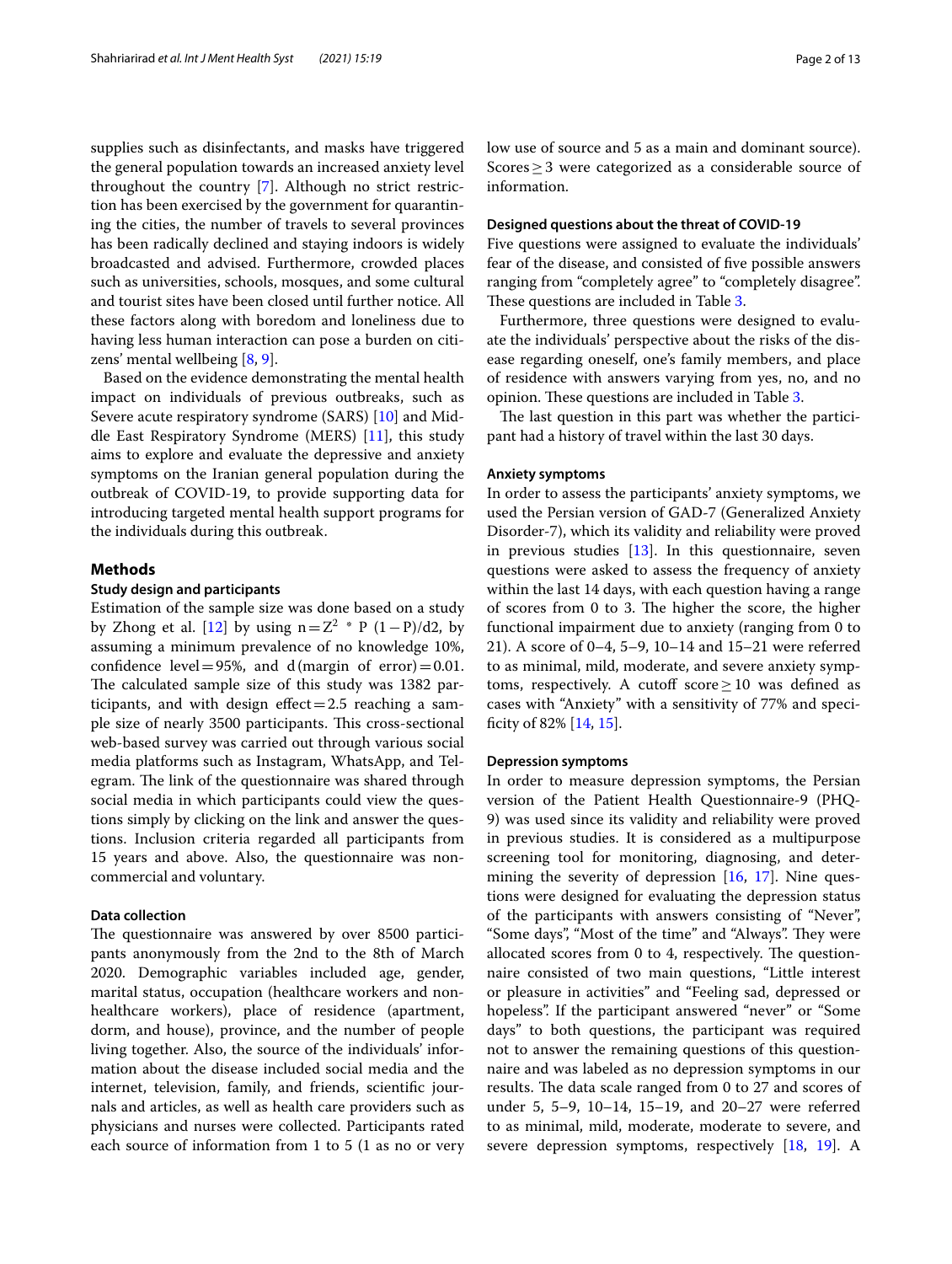supplies such as disinfectants, and masks have triggered the general population towards an increased anxiety level throughout the country [7]. Although no strict restriction has been exercised by the government for quarantining the cities, the number of travels to several provinces has been radically declined and staying indoors is widely broadcasted and advised. Furthermore, crowded places such as universities, schools, mosques, and some cultural and tourist sites have been closed until further notice. All these factors along with boredom and loneliness due to having less human interaction can pose a burden on citizens' mental wellbeing [8, 9].

Based on the evidence demonstrating the mental health impact on individuals of previous outbreaks, such as Severe acute respiratory syndrome (SARS) [10] and Middle East Respiratory Syndrome (MERS) [11], this study aims to explore and evaluate the depressive and anxiety symptoms on the Iranian general population during the outbreak of COVID-19, to provide supporting data for introducing targeted mental health support programs for the individuals during this outbreak.

## Methods

### Study design and participants

Estimation of the sample size was done based on a study by Zhong et al. [12] by using $n = Z^2 * P\ (1 - P)/d2$, by assuming a minimum prevalence of no knowledge 10%, confidence level = 95%, and d (margin of error) = 0.01. The calculated sample size of this study was 1382 participants, and with design effect = 2.5 reaching a sample size of nearly 3500 participants. This cross-sectional web-based survey was carried out through various social media platforms such as Instagram, WhatsApp, and Telegram. The link of the questionnaire was shared through social media in which participants could view the questions simply by clicking on the link and answer the questions. Inclusion criteria regarded all participants from 15 years and above. Also, the questionnaire was non-commercial and voluntary.

### Data collection

The questionnaire was answered by over 8500 participants anonymously from the 2nd to the 8th of March 2020. Demographic variables included age, gender, marital status, occupation (healthcare workers and non-healthcare workers), place of residence (apartment, dorm, and house), province, and the number of people living together. Also, the source of the individuals' information about the disease included social media and the internet, television, family, and friends, scientific journals and articles, as well as health care providers such as physicians and nurses were collected. Participants rated each source of information from 1 to 5 (1 as no or very low use of source and 5 as a main and dominant source). Scores ≥ 3 were categorized as a considerable source of information.

### Designed questions about the threat of COVID-19

Five questions were assigned to evaluate the individuals' fear of the disease, and consisted of five possible answers ranging from "completely agree" to "completely disagree". These questions are included in Table 3.

Furthermore, three questions were designed to evaluate the individuals' perspective about the risks of the disease regarding oneself, one's family members, and place of residence with answers varying from yes, no, and no opinion. These questions are included in Table 3.

The last question in this part was whether the participant had a history of travel within the last 30 days.

### Anxiety symptoms

In order to assess the participants' anxiety symptoms, we used the Persian version of GAD-7 (Generalized Anxiety Disorder-7), which its validity and reliability were proved in previous studies [13]. In this questionnaire, seven questions were asked to assess the frequency of anxiety within the last 14 days, with each question having a range of scores from 0 to 3. The higher the score, the higher functional impairment due to anxiety (ranging from 0 to 21). A score of 0–4, 5–9, 10–14 and 15–21 were referred to as minimal, mild, moderate, and severe anxiety symptoms, respectively. A cutoff score ≥ 10 was defined as cases with "Anxiety" with a sensitivity of 77% and specificity of 82% [14, 15].

### Depression symptoms

In order to measure depression symptoms, the Persian version of the Patient Health Questionnaire-9 (PHQ-9) was used since its validity and reliability were proved in previous studies. It is considered as a multipurpose screening tool for monitoring, diagnosing, and determining the severity of depression [16, 17]. Nine questions were designed for evaluating the depression status of the participants with answers consisting of "Never", "Some days", "Most of the time" and "Always". They were allocated scores from 0 to 4, respectively. The questionnaire consisted of two main questions, "Little interest or pleasure in activities" and "Feeling sad, depressed or hopeless". If the participant answered "never" or "Some days" to both questions, the participant was required not to answer the remaining questions of this questionnaire and was labeled as no depression symptoms in our results. The data scale ranged from 0 to 27 and scores of under 5, 5–9, 10–14, 15–19, and 20–27 were referred to as minimal, mild, moderate, moderate to severe, and severe depression symptoms, respectively [18, 19]. A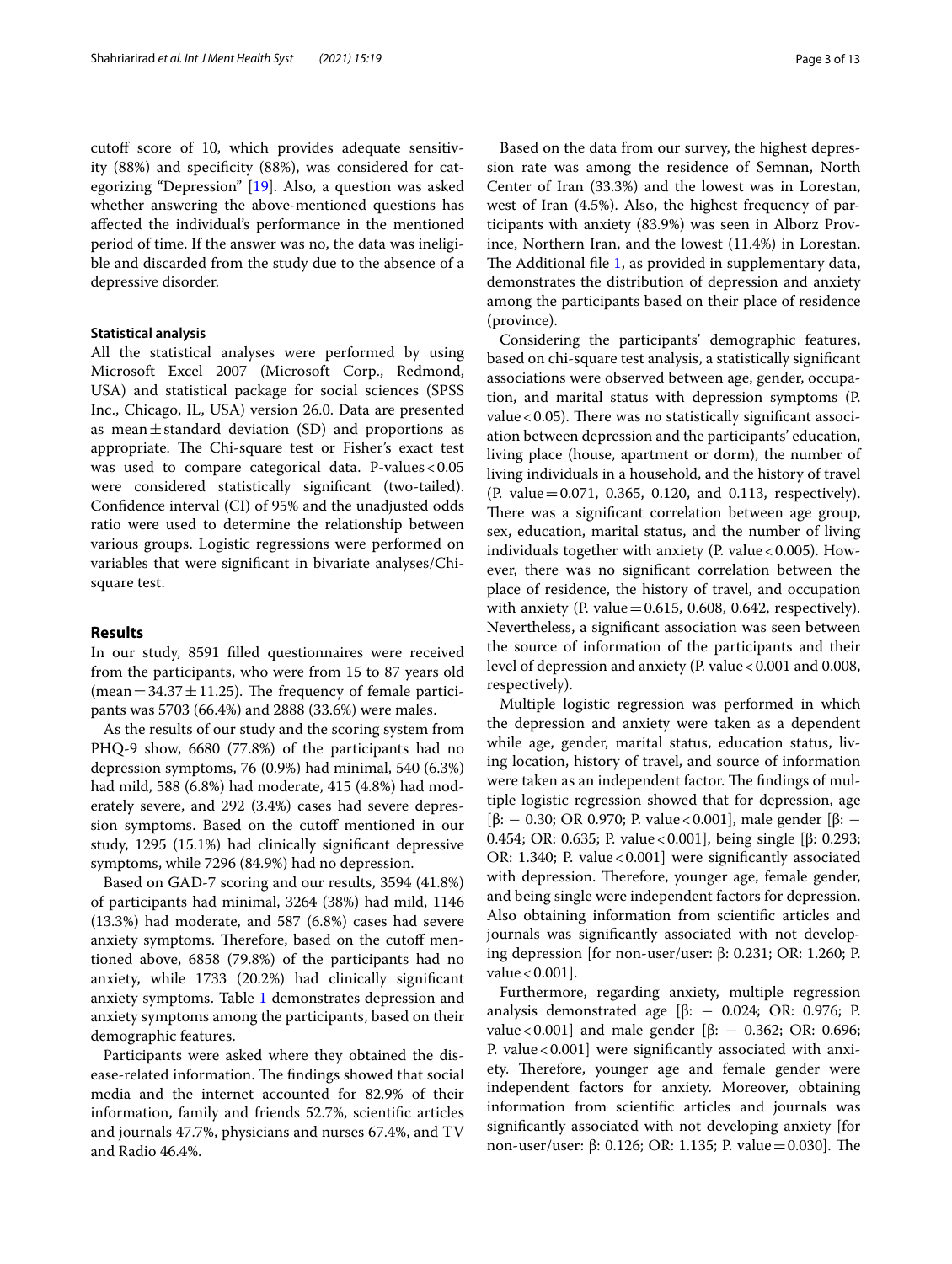cutoff score of 10, which provides adequate sensitivity (88%) and specificity (88%), was considered for categorizing "Depression" [19]. Also, a question was asked whether answering the above-mentioned questions has affected the individual's performance in the mentioned period of time. If the answer was no, the data was ineligible and discarded from the study due to the absence of a depressive disorder.

#### Statistical analysis

All the statistical analyses were performed by using Microsoft Excel 2007 (Microsoft Corp., Redmond, USA) and statistical package for social sciences (SPSS Inc., Chicago, IL, USA) version 26.0. Data are presented as mean ± standard deviation (SD) and proportions as appropriate. The Chi-square test or Fisher's exact test was used to compare categorical data. P-values < 0.05 were considered statistically significant (two-tailed). Confidence interval (CI) of 95% and the unadjusted odds ratio were used to determine the relationship between various groups. Logistic regressions were performed on variables that were significant in bivariate analyses/Chi-square test.

## Results

In our study, 8591 filled questionnaires were received from the participants, who were from 15 to 87 years old (mean = 34.37 ± 11.25). The frequency of female participants was 5703 (66.4%) and 2888 (33.6%) were males.

As the results of our study and the scoring system from PHQ-9 show, 6680 (77.8%) of the participants had no depression symptoms, 76 (0.9%) had minimal, 540 (6.3%) had mild, 588 (6.8%) had moderate, 415 (4.8%) had moderately severe, and 292 (3.4%) cases had severe depression symptoms. Based on the cutoff mentioned in our study, 1295 (15.1%) had clinically significant depressive symptoms, while 7296 (84.9%) had no depression.

Based on GAD-7 scoring and our results, 3594 (41.8%) of participants had minimal, 3264 (38%) had mild, 1146 (13.3%) had moderate, and 587 (6.8%) cases had severe anxiety symptoms. Therefore, based on the cutoff mentioned above, 6858 (79.8%) of the participants had no anxiety, while 1733 (20.2%) had clinically significant anxiety symptoms. Table 1 demonstrates depression and anxiety symptoms among the participants, based on their demographic features.

Participants were asked where they obtained the disease-related information. The findings showed that social media and the internet accounted for 82.9% of their information, family and friends 52.7%, scientific articles and journals 47.7%, physicians and nurses 67.4%, and TV and Radio 46.4%.

Based on the data from our survey, the highest depression rate was among the residence of Semnan, North Center of Iran (33.3%) and the lowest was in Lorestan, west of Iran (4.5%). Also, the highest frequency of participants with anxiety (83.9%) was seen in Alborz Province, Northern Iran, and the lowest (11.4%) in Lorestan. The Additional file 1, as provided in supplementary data, demonstrates the distribution of depression and anxiety among the participants based on their place of residence (province).

Considering the participants' demographic features, based on chi-square test analysis, a statistically significant associations were observed between age, gender, occupation, and marital status with depression symptoms (P. value < 0.05). There was no statistically significant association between depression and the participants' education, living place (house, apartment or dorm), the number of living individuals in a household, and the history of travel (P. value = 0.071, 0.365, 0.120, and 0.113, respectively). There was a significant correlation between age group, sex, education, marital status, and the number of living individuals together with anxiety (P. value < 0.005). However, there was no significant correlation between the place of residence, the history of travel, and occupation with anxiety (P. value = 0.615, 0.608, 0.642, respectively). Nevertheless, a significant association was seen between the source of information of the participants and their level of depression and anxiety (P. value < 0.001 and 0.008, respectively).

Multiple logistic regression was performed in which the depression and anxiety were taken as a dependent while age, gender, marital status, education status, living location, history of travel, and source of information were taken as an independent factor. The findings of multiple logistic regression showed that for depression, age [β: − 0.30; OR 0.970; P. value < 0.001], male gender [β: − 0.454; OR: 0.635; P. value < 0.001], being single [β: 0.293; OR: 1.340; P. value < 0.001] were significantly associated with depression. Therefore, younger age, female gender, and being single were independent factors for depression. Also obtaining information from scientific articles and journals was significantly associated with not developing depression [for non-user/user: β: 0.231; OR: 1.260; P. value < 0.001].

Furthermore, regarding anxiety, multiple regression analysis demonstrated age [β: − 0.024; OR: 0.976; P. value < 0.001] and male gender [β: − 0.362; OR: 0.696; P. value < 0.001] were significantly associated with anxiety. Therefore, younger age and female gender were independent factors for anxiety. Moreover, obtaining information from scientific articles and journals was significantly associated with not developing anxiety [for non-user/user: β: 0.126; OR: 1.135; P. value = 0.030]. The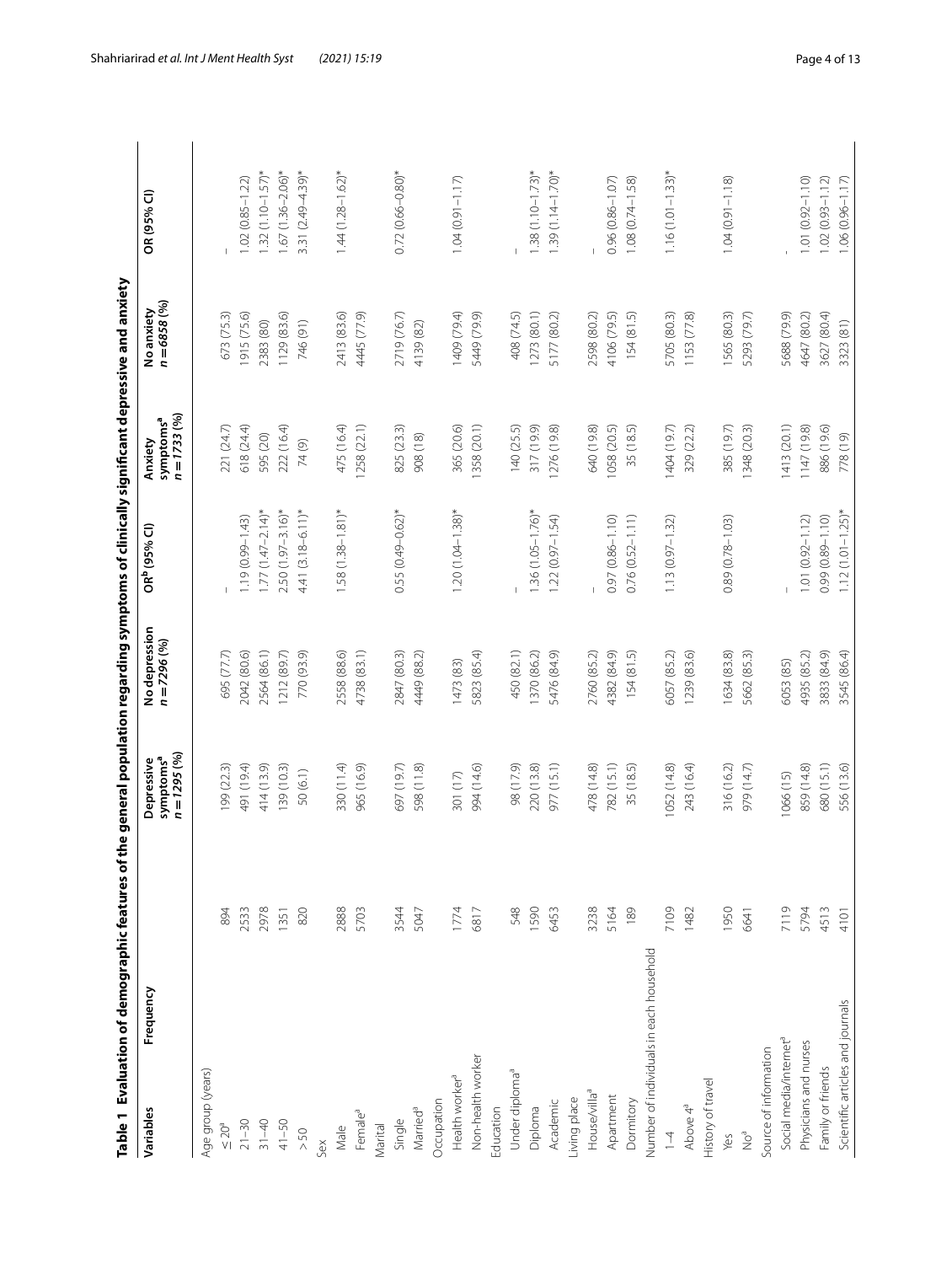**Table 1 Evaluation of demographic features of the general population regarding symptoms of clinically significant depressive and anxiety**

| Variables | Frequency | Depressive symptoms[a] $n = 1295$ (%) | No depression $n = 7296$ (%) | OR[b] (95% CI) | Anxiety symptoms[a] $n = 1733$ (%) | No anxiety $n = 6858$ (%) | OR (95% CI) |
|---|---|---|---|---|---|---|---|
| Age group (years) | | | | | | | |
| ≤ 20[a] | 894 | 199 (22.3) | 695 (77.7) | – | 221 (24.7) | 673 (75.3) | – |
| 21–30 | 2533 | 491 (19.4) | 2042 (80.6) | 1.19 (0.99–1.43) | 618 (24.4) | 1915 (75.6) | 1.02 (0.85–1.22) |
| 31–40 | 2978 | 414 (13.9) | 2564 (86.1) | 1.77 (1.47–2.14)* | 595 (20) | 2383 (80) | 1.32 (1.10–1.57)* |
| 41–50 | 1351 | 139 (10.3) | 1212 (89.7) | 2.50 (1.97–3.16)* | 222 (16.4) | 1129 (83.6) | 1.67 (1.36–2.06)* |
| > 50 | 820 | 50 (6.1) | 770 (93.9) | 4.41 (3.18–6.11)* | 74 (9) | 746 (91) | 3.31 (2.49–4.39)* |
| Sex | | | | | | | |
| Male | 2888 | 330 (11.4) | 2558 (88.6) | 1.58 (1.38–1.81)* | 475 (16.4) | 2413 (83.6) | 1.44 (1.28–1.62)* |
| Female[a] | 5703 | 965 (16.9) | 4738 (83.1) | | 1258 (22.1) | 4445 (77.9) | |
| Marital | | | | | | | |
| Single | 3544 | 697 (19.7) | 2847 (80.3) | 0.55 (0.49–0.62)* | 825 (23.3) | 2719 (76.7) | 0.72 (0.66–0.80)* |
| Married[a] | 5047 | 598 (11.8) | 4449 (88.2) | | 908 (18) | 4139 (82) | |
| Occupation | | | | | | | |
| Health worker[a] | 1774 | 301 (17) | 1473 (83) | 1.20 (1.04–1.38)* | 365 (20.6) | 1409 (79.4) | 1.04 (0.91–1.17) |
| Non-health worker | 6817 | 994 (14.6) | 5823 (85.4) | | 1358 (20.1) | 5449 (79.9) | |
| Education | | | | | | | |
| Under diploma[a] | 548 | 98 (17.9) | 450 (82.1) | – | 140 (25.5) | 408 (74.5) | – |
| Diploma | 1590 | 220 (13.8) | 1370 (86.2) | 1.36 (1.05–1.76)* | 317 (19.9) | 1273 (80.1) | 1.38 (1.10–1.73)* |
| Academic | 6453 | 977 (15.1) | 5476 (84.9) | 1.22 (0.97–1.54) | 1276 (19.8) | 5177 (80.2) | 1.39 (1.14–1.70)* |
| Living place | | | | | | | |
| House/villa[a] | 3238 | 478 (14.8) | 2760 (85.2) | – | 640 (19.8) | 2598 (80.2) | – |
| Apartment | 5164 | 782 (15.1) | 4382 (84.9) | 0.97 (0.86–1.10) | 1058 (20.5) | 4106 (79.5) | 0.96 (0.86–1.07) |
| Dormitory | 189 | 35 (18.5) | 154 (81.5) | 0.76 (0.52–1.11) | 35 (18.5) | 154 (81.5) | 1.08 (0.74–1.58) |
| Number of individuals in each household | | | | | | | |
| 1–4 | 7109 | 1052 (14.8) | 6057 (85.2) | 1.13 (0.97–1.32) | 1404 (19.7) | 5705 (80.3) | 1.16 (1.01–1.33)* |
| Above 4[a] | 1482 | 243 (16.4) | 1239 (83.6) | | 329 (22.2) | 1153 (77.8) | |
| History of travel | | | | | | | |
| Yes | 1950 | 316 (16.2) | 1634 (83.8) | 0.89 (0.78–1.03) | 385 (19.7) | 1565 (80.3) | 1.04 (0.91–1.18) |
| No[a] | 6641 | 979 (14.7) | 5662 (85.3) | | 1348 (20.3) | 5293 (79.7) | |
| Source of information | | | | | | | |
| Social media/internet[a] | 7119 | 1066 (15) | 6053 (85) | – | 1413 (20.1) | 5688 (79.9) | – |
| Physicians and nurses | 5794 | 859 (14.8) | 4935 (85.2) | 1.01 (0.92–1.12) | 1147 (19.8) | 4647 (80.2) | 1.01 (0.92–1.10) |
| Family or friends | 4513 | 680 (15.1) | 3833 (84.9) | 0.99 (0.89–1.10) | 886 (19.6) | 3627 (80.4) | 1.02 (0.93–1.12) |
| Scientific articles and journals | 4101 | 556 (13.6) | 3545 (86.4) | 1.12 (1.01–1.25)* | 778 (19) | 3323 (81) | 1.06 (0.96–1.17) |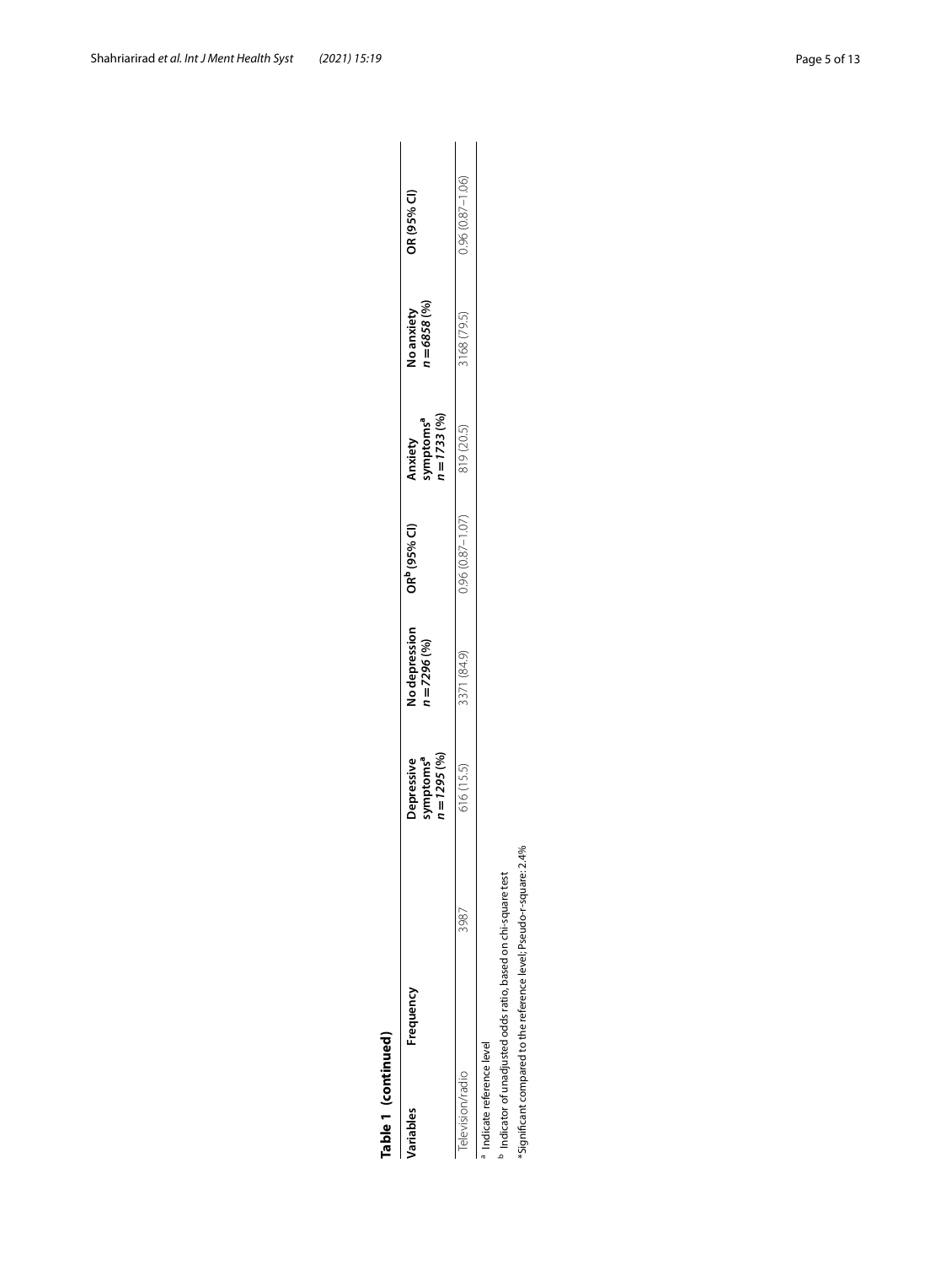**Table 1 (continued)**

| Variables | Frequency | Depressive symptoms[a] *n = 1295* (%) | No depression *n = 7296* (%) | OR[b] (95% CI) | Anxiety symptoms[a] *n = 1733* (%) | No anxiety *n = 6858* (%) | OR (95% CI) |
|---|---|---|---|---|---|---|---|
| Television/radio | 3987 | 616 (15.5) | 3371 (84.9) | 0.96 (0.87–1.07) | 819 (20.5) | 3168 (79.5) | 0.96 (0.87–1.06) |

[a] Indicate reference level

[b] Indicator of unadjusted odds ratio, based on chi-square test

*Significant compared to the reference level; Pseudo-r-square: 2.4%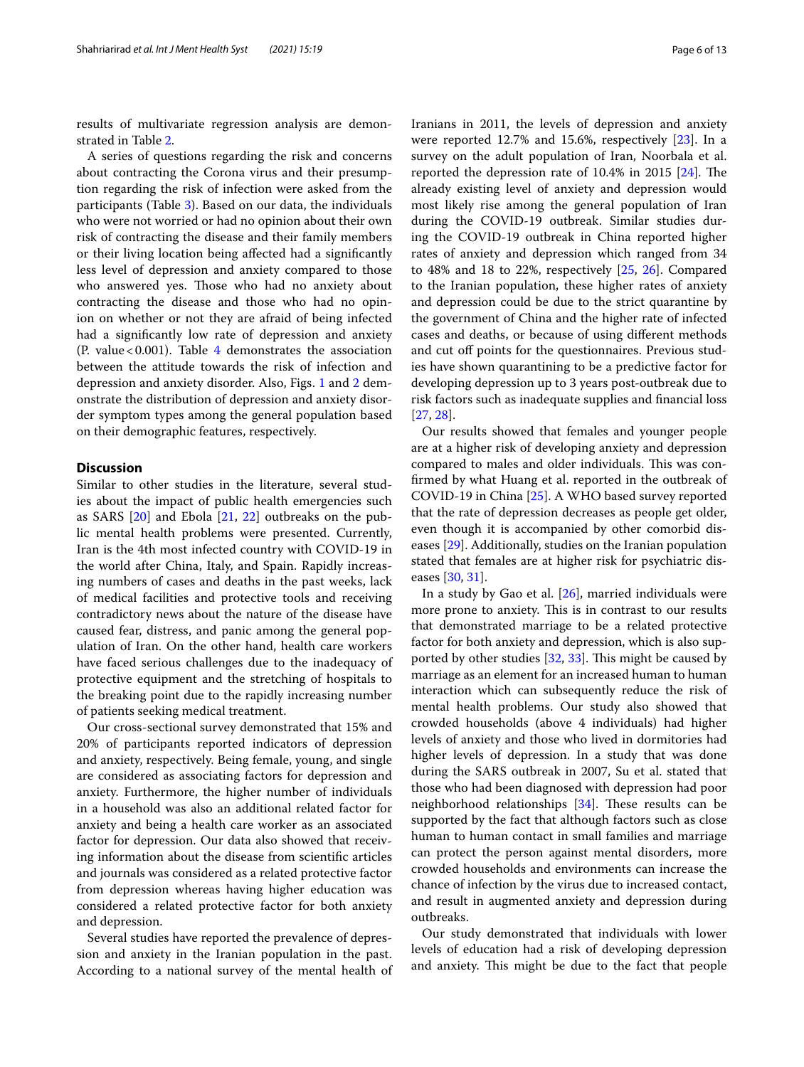results of multivariate regression analysis are demonstrated in Table 2.

A series of questions regarding the risk and concerns about contracting the Corona virus and their presumption regarding the risk of infection were asked from the participants (Table 3). Based on our data, the individuals who were not worried or had no opinion about their own risk of contracting the disease and their family members or their living location being affected had a significantly less level of depression and anxiety compared to those who answered yes. Those who had no anxiety about contracting the disease and those who had no opinion on whether or not they are afraid of being infected had a significantly low rate of depression and anxiety (P. value < 0.001). Table 4 demonstrates the association between the attitude towards the risk of infection and depression and anxiety disorder. Also, Figs. 1 and 2 demonstrate the distribution of depression and anxiety disorder symptom types among the general population based on their demographic features, respectively.

## Discussion

Similar to other studies in the literature, several studies about the impact of public health emergencies such as SARS [20] and Ebola [21, 22] outbreaks on the public mental health problems were presented. Currently, Iran is the 4th most infected country with COVID-19 in the world after China, Italy, and Spain. Rapidly increasing numbers of cases and deaths in the past weeks, lack of medical facilities and protective tools and receiving contradictory news about the nature of the disease have caused fear, distress, and panic among the general population of Iran. On the other hand, health care workers have faced serious challenges due to the inadequacy of protective equipment and the stretching of hospitals to the breaking point due to the rapidly increasing number of patients seeking medical treatment.

Our cross-sectional survey demonstrated that 15% and 20% of participants reported indicators of depression and anxiety, respectively. Being female, young, and single are considered as associating factors for depression and anxiety. Furthermore, the higher number of individuals in a household was also an additional related factor for anxiety and being a health care worker as an associated factor for depression. Our data also showed that receiving information about the disease from scientific articles and journals was considered as a related protective factor from depression whereas having higher education was considered a related protective factor for both anxiety and depression.

Several studies have reported the prevalence of depression and anxiety in the Iranian population in the past. According to a national survey of the mental health of Iranians in 2011, the levels of depression and anxiety were reported 12.7% and 15.6%, respectively [23]. In a survey on the adult population of Iran, Noorbala et al. reported the depression rate of 10.4% in 2015 [24]. The already existing level of anxiety and depression would most likely rise among the general population of Iran during the COVID-19 outbreak. Similar studies during the COVID-19 outbreak in China reported higher rates of anxiety and depression which ranged from 34 to 48% and 18 to 22%, respectively [25, 26]. Compared to the Iranian population, these higher rates of anxiety and depression could be due to the strict quarantine by the government of China and the higher rate of infected cases and deaths, or because of using different methods and cut off points for the questionnaires. Previous studies have shown quarantining to be a predictive factor for developing depression up to 3 years post-outbreak due to risk factors such as inadequate supplies and financial loss [27, 28].

Our results showed that females and younger people are at a higher risk of developing anxiety and depression compared to males and older individuals. This was confirmed by what Huang et al. reported in the outbreak of COVID-19 in China [25]. A WHO based survey reported that the rate of depression decreases as people get older, even though it is accompanied by other comorbid diseases [29]. Additionally, studies on the Iranian population stated that females are at higher risk for psychiatric diseases [30, 31].

In a study by Gao et al. [26], married individuals were more prone to anxiety. This is in contrast to our results that demonstrated marriage to be a related protective factor for both anxiety and depression, which is also supported by other studies [32, 33]. This might be caused by marriage as an element for an increased human to human interaction which can subsequently reduce the risk of mental health problems. Our study also showed that crowded households (above 4 individuals) had higher levels of anxiety and those who lived in dormitories had higher levels of depression. In a study that was done during the SARS outbreak in 2007, Su et al. stated that those who had been diagnosed with depression had poor neighborhood relationships [34]. These results can be supported by the fact that although factors such as close human to human contact in small families and marriage can protect the person against mental disorders, more crowded households and environments can increase the chance of infection by the virus due to increased contact, and result in augmented anxiety and depression during outbreaks.

Our study demonstrated that individuals with lower levels of education had a risk of developing depression and anxiety. This might be due to the fact that people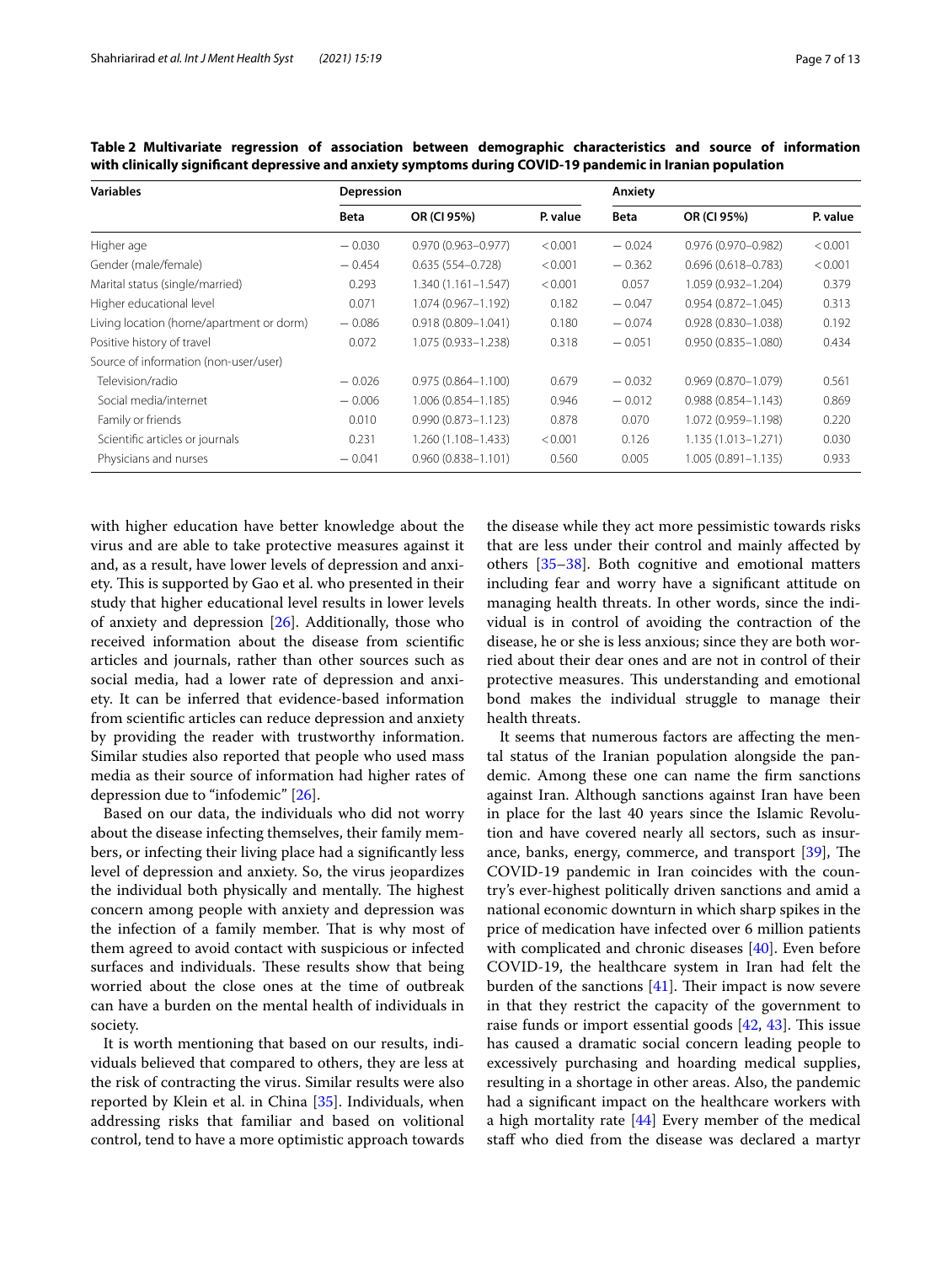**Table 2 Multivariate regression of association between demographic characteristics and source of information with clinically significant depressive and anxiety symptoms during COVID-19 pandemic in Iranian population**

| Variables | Depression | | | Anxiety | | |
|---|---|---|---|---|---|---|
| | Beta | OR (CI 95%) | P. value | Beta | OR (CI 95%) | P. value |
| Higher age | − 0.030 | 0.970 (0.963–0.977) | < 0.001 | − 0.024 | 0.976 (0.970–0.982) | < 0.001 |
| Gender (male/female) | − 0.454 | 0.635 (554–0.728) | < 0.001 | − 0.362 | 0.696 (0.618–0.783) | < 0.001 |
| Marital status (single/married) | 0.293 | 1.340 (1.161–1.547) | < 0.001 | 0.057 | 1.059 (0.932–1.204) | 0.379 |
| Higher educational level | 0.071 | 1.074 (0.967–1.192) | 0.182 | − 0.047 | 0.954 (0.872–1.045) | 0.313 |
| Living location (home/apartment or dorm) | − 0.086 | 0.918 (0.809–1.041) | 0.180 | − 0.074 | 0.928 (0.830–1.038) | 0.192 |
| Positive history of travel | 0.072 | 1.075 (0.933–1.238) | 0.318 | − 0.051 | 0.950 (0.835–1.080) | 0.434 |
| Source of information (non-user/user) | | | | | | |
| Television/radio | − 0.026 | 0.975 (0.864–1.100) | 0.679 | − 0.032 | 0.969 (0.870–1.079) | 0.561 |
| Social media/internet | − 0.006 | 1.006 (0.854–1.185) | 0.946 | − 0.012 | 0.988 (0.854–1.143) | 0.869 |
| Family or friends | 0.010 | 0.990 (0.873–1.123) | 0.878 | 0.070 | 1.072 (0.959–1.198) | 0.220 |
| Scientific articles or journals | 0.231 | 1.260 (1.108–1.433) | < 0.001 | 0.126 | 1.135 (1.013–1.271) | 0.030 |
| Physicians and nurses | − 0.041 | 0.960 (0.838–1.101) | 0.560 | 0.005 | 1.005 (0.891–1.135) | 0.933 |

with higher education have better knowledge about the virus and are able to take protective measures against it and, as a result, have lower levels of depression and anxiety. This is supported by Gao et al. who presented in their study that higher educational level results in lower levels of anxiety and depression [26]. Additionally, those who received information about the disease from scientific articles and journals, rather than other sources such as social media, had a lower rate of depression and anxiety. It can be inferred that evidence-based information from scientific articles can reduce depression and anxiety by providing the reader with trustworthy information. Similar studies also reported that people who used mass media as their source of information had higher rates of depression due to "infodemic" [26].

Based on our data, the individuals who did not worry about the disease infecting themselves, their family members, or infecting their living place had a significantly less level of depression and anxiety. So, the virus jeopardizes the individual both physically and mentally. The highest concern among people with anxiety and depression was the infection of a family member. That is why most of them agreed to avoid contact with suspicious or infected surfaces and individuals. These results show that being worried about the close ones at the time of outbreak can have a burden on the mental health of individuals in society.

It is worth mentioning that based on our results, individuals believed that compared to others, they are less at the risk of contracting the virus. Similar results were also reported by Klein et al. in China [35]. Individuals, when addressing risks that familiar and based on volitional control, tend to have a more optimistic approach towards the disease while they act more pessimistic towards risks that are less under their control and mainly affected by others [35–38]. Both cognitive and emotional matters including fear and worry have a significant attitude on managing health threats. In other words, since the individual is in control of avoiding the contraction of the disease, he or she is less anxious; since they are both worried about their dear ones and are not in control of their protective measures. This understanding and emotional bond makes the individual struggle to manage their health threats.

It seems that numerous factors are affecting the mental status of the Iranian population alongside the pandemic. Among these one can name the firm sanctions against Iran. Although sanctions against Iran have been in place for the last 40 years since the Islamic Revolution and have covered nearly all sectors, such as insurance, banks, energy, commerce, and transport [39], The COVID-19 pandemic in Iran coincides with the country's ever-highest politically driven sanctions and amid a national economic downturn in which sharp spikes in the price of medication have infected over 6 million patients with complicated and chronic diseases [40]. Even before COVID-19, the healthcare system in Iran had felt the burden of the sanctions [41]. Their impact is now severe in that they restrict the capacity of the government to raise funds or import essential goods [42, 43]. This issue has caused a dramatic social concern leading people to excessively purchasing and hoarding medical supplies, resulting in a shortage in other areas. Also, the pandemic had a significant impact on the healthcare workers with a high mortality rate [44] Every member of the medical staff who died from the disease was declared a martyr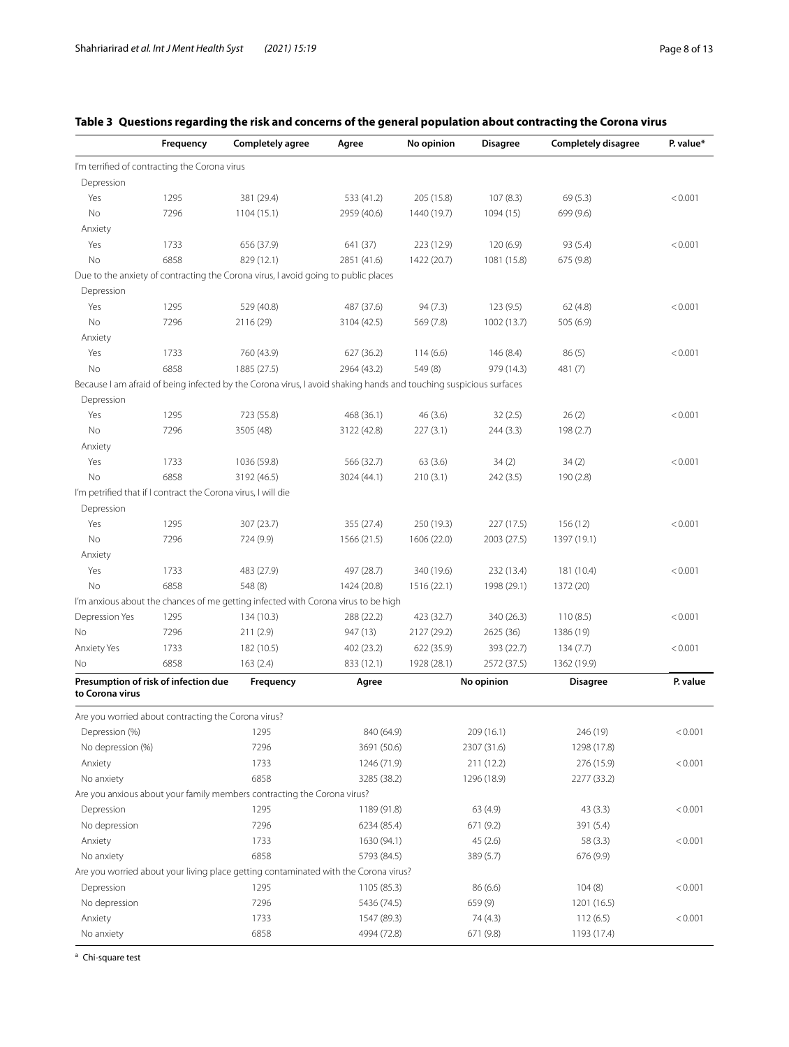## Table 3 Questions regarding the risk and concerns of the general population about contracting the Corona virus

| | Frequency | Completely agree | Agree | No opinion | Disagree | Completely disagree | P. value* |
|---|---|---|---|---|---|---|---|
| I'm terrified of contracting the Corona virus | | | | | | | |
| Depression | | | | | | | |
| Yes | 1295 | 381 (29.4) | 533 (41.2) | 205 (15.8) | 107 (8.3) | 69 (5.3) | < 0.001 |
| No | 7296 | 1104 (15.1) | 2959 (40.6) | 1440 (19.7) | 1094 (15) | 699 (9.6) | |
| Anxiety | | | | | | | |
| Yes | 1733 | 656 (37.9) | 641 (37) | 223 (12.9) | 120 (6.9) | 93 (5.4) | < 0.001 |
| No | 6858 | 829 (12.1) | 2851 (41.6) | 1422 (20.7) | 1081 (15.8) | 675 (9.8) | |
| Due to the anxiety of contracting the Corona virus, I avoid going to public places | | | | | | | |
| Depression | | | | | | | |
| Yes | 1295 | 529 (40.8) | 487 (37.6) | 94 (7.3) | 123 (9.5) | 62 (4.8) | < 0.001 |
| No | 7296 | 2116 (29) | 3104 (42.5) | 569 (7.8) | 1002 (13.7) | 505 (6.9) | |
| Anxiety | | | | | | | |
| Yes | 1733 | 760 (43.9) | 627 (36.2) | 114 (6.6) | 146 (8.4) | 86 (5) | < 0.001 |
| No | 6858 | 1885 (27.5) | 2964 (43.2) | 549 (8) | 979 (14.3) | 481 (7) | |
| Because I am afraid of being infected by the Corona virus, I avoid shaking hands and touching suspicious surfaces | | | | | | | |
| Depression | | | | | | | |
| Yes | 1295 | 723 (55.8) | 468 (36.1) | 46 (3.6) | 32 (2.5) | 26 (2) | < 0.001 |
| No | 7296 | 3505 (48) | 3122 (42.8) | 227 (3.1) | 244 (3.3) | 198 (2.7) | |
| Anxiety | | | | | | | |
| Yes | 1733 | 1036 (59.8) | 566 (32.7) | 63 (3.6) | 34 (2) | 34 (2) | < 0.001 |
| No | 6858 | 3192 (46.5) | 3024 (44.1) | 210 (3.1) | 242 (3.5) | 190 (2.8) | |
| I'm petrified that if I contract the Corona virus, I will die | | | | | | | |
| Depression | | | | | | | |
| Yes | 1295 | 307 (23.7) | 355 (27.4) | 250 (19.3) | 227 (17.5) | 156 (12) | < 0.001 |
| No | 7296 | 724 (9.9) | 1566 (21.5) | 1606 (22.0) | 2003 (27.5) | 1397 (19.1) | |
| Anxiety | | | | | | | |
| Yes | 1733 | 483 (27.9) | 497 (28.7) | 340 (19.6) | 232 (13.4) | 181 (10.4) | < 0.001 |
| No | 6858 | 548 (8) | 1424 (20.8) | 1516 (22.1) | 1998 (29.1) | 1372 (20) | |
| I'm anxious about the chances of me getting infected with Corona virus to be high | | | | | | | |
| Depression Yes | 1295 | 134 (10.3) | 288 (22.2) | 423 (32.7) | 340 (26.3) | 110 (8.5) | < 0.001 |
| No | 7296 | 211 (2.9) | 947 (13) | 2127 (29.2) | 2625 (36) | 1386 (19) | |
| Anxiety Yes | 1733 | 182 (10.5) | 402 (23.2) | 622 (35.9) | 393 (22.7) | 134 (7.7) | < 0.001 |
| No | 6858 | 163 (2.4) | 833 (12.1) | 1928 (28.1) | 2572 (37.5) | 1362 (19.9) | |

| Presumption of risk of infection due to Corona virus | Frequency | Agree | No opinion | Disagree | P. value |
|---|---|---|---|---|---|
| Are you worried about contracting the Corona virus? | | | | | |
| Depression (%) | 1295 | 840 (64.9) | 209 (16.1) | 246 (19) | < 0.001 |
| No depression (%) | 7296 | 3691 (50.6) | 2307 (31.6) | 1298 (17.8) | |
| Anxiety | 1733 | 1246 (71.9) | 211 (12.2) | 276 (15.9) | < 0.001 |
| No anxiety | 6858 | 3285 (38.2) | 1296 (18.9) | 2277 (33.2) | |
| Are you anxious about your family members contracting the Corona virus? | | | | | |
| Depression | 1295 | 1189 (91.8) | 63 (4.9) | 43 (3.3) | < 0.001 |
| No depression | 7296 | 6234 (85.4) | 671 (9.2) | 391 (5.4) | |
| Anxiety | 1733 | 1630 (94.1) | 45 (2.6) | 58 (3.3) | < 0.001 |
| No anxiety | 6858 | 5793 (84.5) | 389 (5.7) | 676 (9.9) | |
| Are you worried about your living place getting contaminated with the Corona virus? | | | | | |
| Depression | 1295 | 1105 (85.3) | 86 (6.6) | 104 (8) | < 0.001 |
| No depression | 7296 | 5436 (74.5) | 659 (9) | 1201 (16.5) | |
| Anxiety | 1733 | 1547 (89.3) | 74 (4.3) | 112 (6.5) | < 0.001 |
| No anxiety | 6858 | 4994 (72.8) | 671 (9.8) | 1193 (17.4) | |

[a] Chi-square test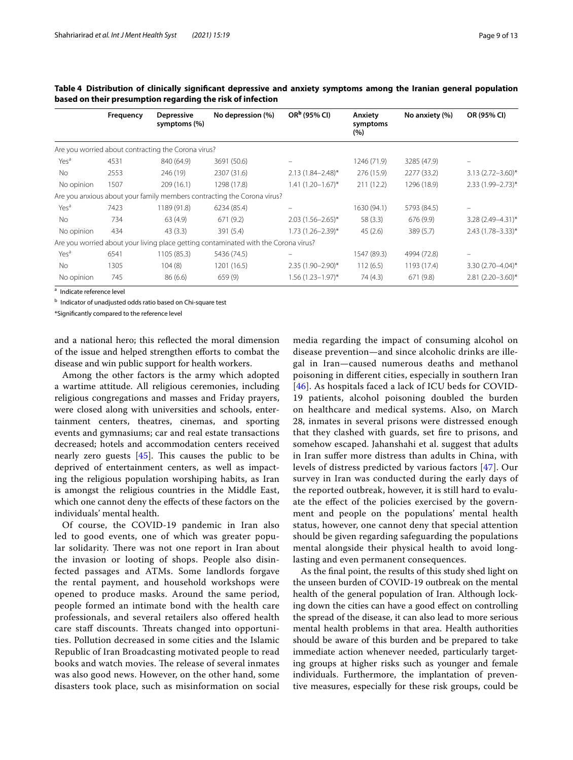**Table 4 Distribution of clinically significant depressive and anxiety symptoms among the Iranian general population based on their presumption regarding the risk of infection**

| | Frequency | Depressive symptoms (%) | No depression (%) | OR[b] (95% CI) | Anxiety symptoms (%) | No anxiety (%) | OR (95% CI) |
|---|---|---|---|---|---|---|---|
| Are you worried about contracting the Corona virus? | | | | | | | |
| Yes[a] | 4531 | 840 (64.9) | 3691 (50.6) | – | 1246 (71.9) | 3285 (47.9) | – |
| No | 2553 | 246 (19) | 2307 (31.6) | 2.13 (1.84–2.48)* | 276 (15.9) | 2277 (33.2) | 3.13 (2.72–3.60)* |
| No opinion | 1507 | 209 (16.1) | 1298 (17.8) | 1.41 (1.20–1.67)* | 211 (12.2) | 1296 (18.9) | 2.33 (1.99–2.73)* |
| Are you anxious about your family members contracting the Corona virus? | | | | | | | |
| Yes[a] | 7423 | 1189 (91.8) | 6234 (85.4) | – | 1630 (94.1) | 5793 (84.5) | – |
| No | 734 | 63 (4.9) | 671 (9.2) | 2.03 (1.56–2.65)* | 58 (3.3) | 676 (9.9) | 3.28 (2.49–4.31)* |
| No opinion | 434 | 43 (3.3) | 391 (5.4) | 1.73 (1.26–2.39)* | 45 (2.6) | 389 (5.7) | 2.43 (1.78–3.33)* |
| Are you worried about your living place getting contaminated with the Corona virus? | | | | | | | |
| Yes[a] | 6541 | 1105 (85.3) | 5436 (74.5) | – | 1547 (89.3) | 4994 (72.8) | – |
| No | 1305 | 104 (8) | 1201 (16.5) | 2.35 (1.90–2.90)* | 112 (6.5) | 1193 (17.4) | 3.30 (2.70–4.04)* |
| No opinion | 745 | 86 (6.6) | 659 (9) | 1.56 (1.23–1.97)* | 74 (4.3) | 671 (9.8) | 2.81 (2.20–3.60)* |

[a] Indicate reference level

[b] Indicator of unadjusted odds ratio based on Chi-square test

*Significantly compared to the reference level

and a national hero; this reflected the moral dimension of the issue and helped strengthen efforts to combat the disease and win public support for health workers.

Among the other factors is the army which adopted a wartime attitude. All religious ceremonies, including religious congregations and masses and Friday prayers, were closed along with universities and schools, entertainment centers, theatres, cinemas, and sporting events and gymnasiums; car and real estate transactions decreased; hotels and accommodation centers received nearly zero guests [45]. This causes the public to be deprived of entertainment centers, as well as impacting the religious population worshiping habits, as Iran is amongst the religious countries in the Middle East, which one cannot deny the effects of these factors on the individuals' mental health.

Of course, the COVID-19 pandemic in Iran also led to good events, one of which was greater popular solidarity. There was not one report in Iran about the invasion or looting of shops. People also disinfected passages and ATMs. Some landlords forgave the rental payment, and household workshops were opened to produce masks. Around the same period, people formed an intimate bond with the health care professionals, and several retailers also offered health care staff discounts. Threats changed into opportunities. Pollution decreased in some cities and the Islamic Republic of Iran Broadcasting motivated people to read books and watch movies. The release of several inmates was also good news. However, on the other hand, some disasters took place, such as misinformation on social media regarding the impact of consuming alcohol on disease prevention—and since alcoholic drinks are illegal in Iran—caused numerous deaths and methanol poisoning in different cities, especially in southern Iran [46]. As hospitals faced a lack of ICU beds for COVID-19 patients, alcohol poisoning doubled the burden on healthcare and medical systems. Also, on March 28, inmates in several prisons were distressed enough that they clashed with guards, set fire to prisons, and somehow escaped. Jahanshahi et al. suggest that adults in Iran suffer more distress than adults in China, with levels of distress predicted by various factors [47]. Our survey in Iran was conducted during the early days of the reported outbreak, however, it is still hard to evaluate the effect of the policies exercised by the government and people on the populations' mental health status, however, one cannot deny that special attention should be given regarding safeguarding the populations mental alongside their physical health to avoid long-lasting and even permanent consequences.

As the final point, the results of this study shed light on the unseen burden of COVID-19 outbreak on the mental health of the general population of Iran. Although locking down the cities can have a good effect on controlling the spread of the disease, it can also lead to more serious mental health problems in that area. Health authorities should be aware of this burden and be prepared to take immediate action whenever needed, particularly targeting groups at higher risks such as younger and female individuals. Furthermore, the implantation of preventive measures, especially for these risk groups, could be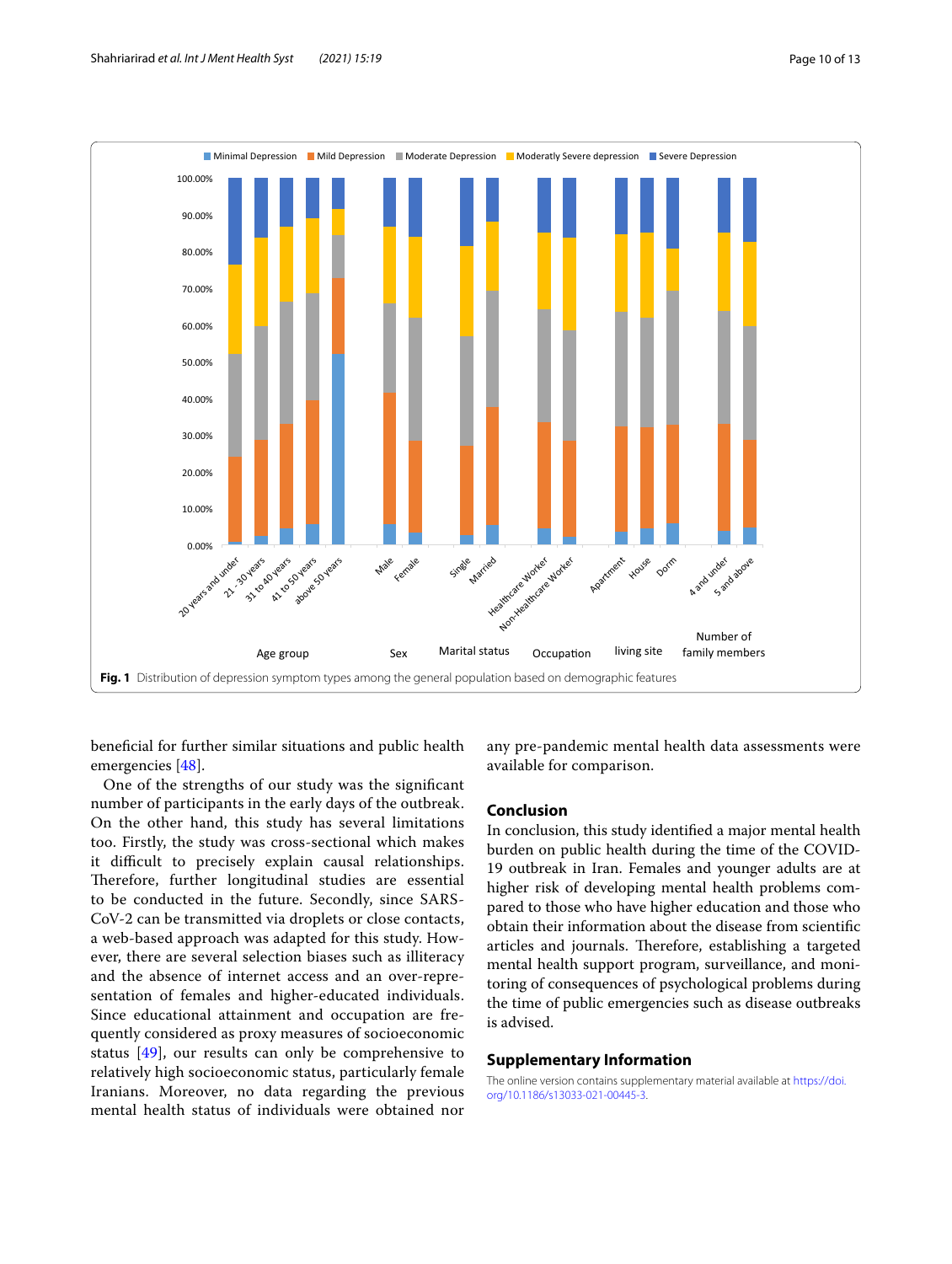Fig. 1 Distribution of depression symptom types among the general population based on demographic features

beneficial for further similar situations and public health emergencies [48].

One of the strengths of our study was the significant number of participants in the early days of the outbreak. On the other hand, this study has several limitations too. Firstly, the study was cross-sectional which makes it difficult to precisely explain causal relationships. Therefore, further longitudinal studies are essential to be conducted in the future. Secondly, since SARS-CoV-2 can be transmitted via droplets or close contacts, a web-based approach was adapted for this study. However, there are several selection biases such as illiteracy and the absence of internet access and an over-representation of females and higher-educated individuals. Since educational attainment and occupation are frequently considered as proxy measures of socioeconomic status [49], our results can only be comprehensive to relatively high socioeconomic status, particularly female Iranians. Moreover, no data regarding the previous mental health status of individuals were obtained nor any pre-pandemic mental health data assessments were available for comparison.

## Conclusion

In conclusion, this study identified a major mental health burden on public health during the time of the COVID-19 outbreak in Iran. Females and younger adults are at higher risk of developing mental health problems compared to those who have higher education and those who obtain their information about the disease from scientific articles and journals. Therefore, establishing a targeted mental health support program, surveillance, and monitoring of consequences of psychological problems during the time of public emergencies such as disease outbreaks is advised.

## Supplementary Information

The online version contains supplementary material available at https://doi.org/10.1186/s13033-021-00445-3.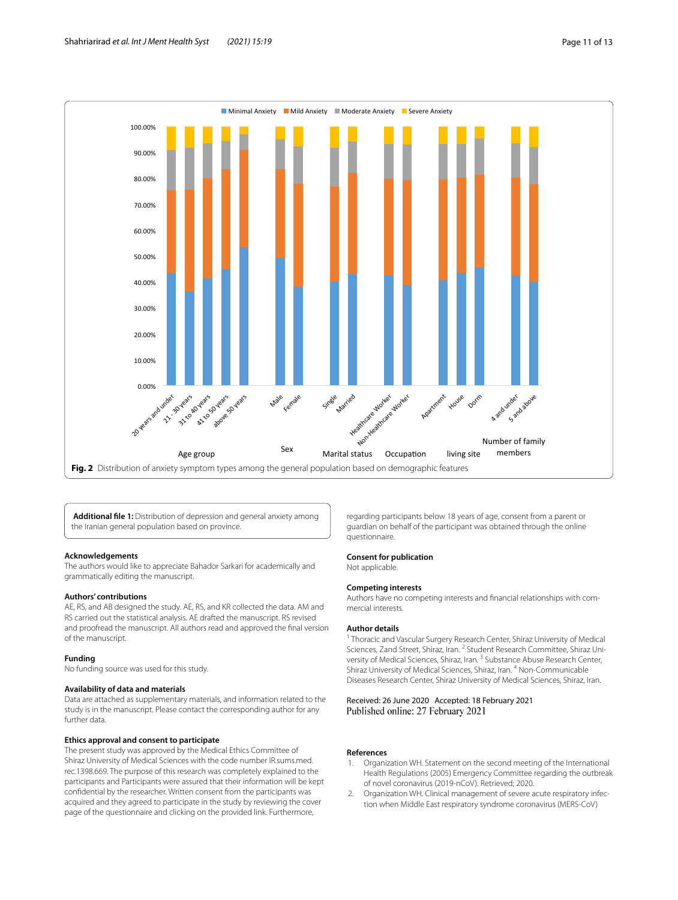Fig. 2 Distribution of anxiety symptom types among the general population based on demographic features

**Additional file 1:** Distribution of depression and general anxiety among the Iranian general population based on province.

### Acknowledgements

The authors would like to appreciate Bahador Sarkari for academically and grammatically editing the manuscript.

### Authors' contributions

AE, RS, and AB designed the study. AE, RS, and KR collected the data. AM and RS carried out the statistical analysis. AE drafted the manuscript. RS revised and proofread the manuscript. All authors read and approved the final version of the manuscript.

### Funding

No funding source was used for this study.

### Availability of data and materials

Data are attached as supplementary materials, and information related to the study is in the manuscript. Please contact the corresponding author for any further data.

### Ethics approval and consent to participate

The present study was approved by the Medical Ethics Committee of Shiraz University of Medical Sciences with the code number IR.sums.med.rec.1398.669. The purpose of this research was completely explained to the participants and Participants were assured that their information will be kept confidential by the researcher. Written consent from the participants was acquired and they agreed to participate in the study by reviewing the cover page of the questionnaire and clicking on the provided link. Furthermore, regarding participants below 18 years of age, consent from a parent or guardian on behalf of the participant was obtained through the online questionnaire.

### Consent for publication

Not applicable.

### Competing interests

Authors have no competing interests and financial relationships with commercial interests.

### Author details

[1] Thoracic and Vascular Surgery Research Center, Shiraz University of Medical Sciences, Zand Street, Shiraz, Iran. [2] Student Research Committee, Shiraz University of Medical Sciences, Shiraz, Iran. [3] Substance Abuse Research Center, Shiraz University of Medical Sciences, Shiraz, Iran. [4] Non-Communicable Diseases Research Center, Shiraz University of Medical Sciences, Shiraz, Iran.

Received: 26 June 2020 Accepted: 18 February 2021
Published online: 27 February 2021

### References

1. Organization WH. Statement on the second meeting of the International Health Regulations (2005) Emergency Committee regarding the outbreak of novel coronavirus (2019-nCoV). Retrieved; 2020.
2. Organization WH. Clinical management of severe acute respiratory infection when Middle East respiratory syndrome coronavirus (MERS-CoV)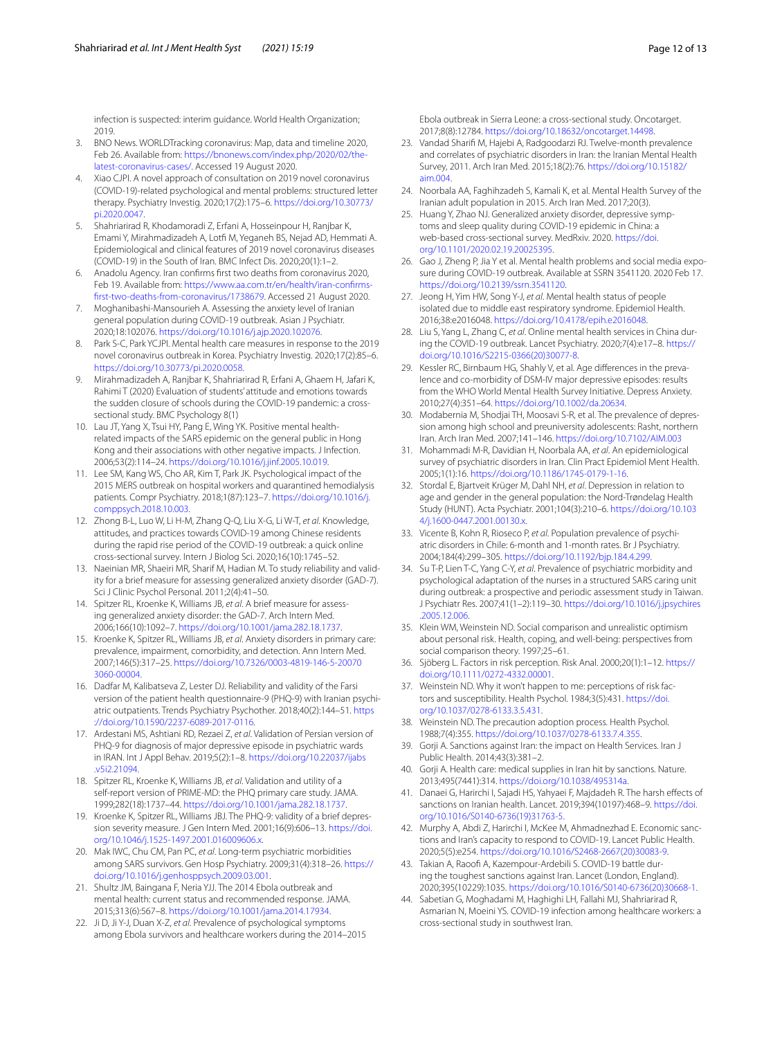infection is suspected: interim guidance. World Health Organization; 2019.

3. BNO News. WORLDTracking coronavirus: Map, data and timeline 2020, Feb 26. Available from: https://bnonews.com/index.php/2020/02/the-latest-coronavirus-cases/. Accessed 19 August 2020.
4. Xiao CJPI. A novel approach of consultation on 2019 novel coronavirus (COVID-19)-related psychological and mental problems: structured letter therapy. Psychiatry Investig. 2020;17(2):175–6. https://doi.org/10.30773/pi.2020.0047.
5. Shahriarirad R, Khodamoradi Z, Erfani A, Hosseinpour H, Ranjbar K, Emami Y, Mirahmadizadeh A, Lotfi M, Yeganeh BS, Nejad AD, Hemmati A. Epidemiological and clinical features of 2019 novel coronavirus diseases (COVID-19) in the South of Iran. BMC Infect Dis. 2020;20(1):1–2.
6. Anadolu Agency. Iran confirms first two deaths from coronavirus 2020, Feb 19. Available from: https://www.aa.com.tr/en/health/iran-confirms-first-two-deaths-from-coronavirus/1738679. Accessed 21 August 2020.
7. Moghanibashi-Mansourieh A. Assessing the anxiety level of Iranian general population during COVID-19 outbreak. Asian J Psychiatr. 2020;18:102076. https://doi.org/10.1016/j.ajp.2020.102076.
8. Park S-C, Park YCJPI. Mental health care measures in response to the 2019 novel coronavirus outbreak in Korea. Psychiatry Investig. 2020;17(2):85–6. https://doi.org/10.30773/pi.2020.0058.
9. Mirahmadizadeh A, Ranjbar K, Shahriarirad R, Erfani A, Ghaem H, Jafari K, Rahimi T (2020) Evaluation of students' attitude and emotions towards the sudden closure of schools during the COVID-19 pandemic: a cross-sectional study. BMC Psychology 8(1)
10. Lau JT, Yang X, Tsui HY, Pang E, Wing YK. Positive mental health-related impacts of the SARS epidemic on the general public in Hong Kong and their associations with other negative impacts. J Infection. 2006;53(2):114–24. https://doi.org/10.1016/j.jinf.2005.10.019.
11. Lee SM, Kang WS, Cho AR, Kim T, Park JK. Psychological impact of the 2015 MERS outbreak on hospital workers and quarantined hemodialysis patients. Compr Psychiatry. 2018;1(87):123–7. https://doi.org/10.1016/j.comppsych.2018.10.003.
12. Zhong B-L, Luo W, Li H-M, Zhang Q-Q, Liu X-G, Li W-T, *et al*. Knowledge, attitudes, and practices towards COVID-19 among Chinese residents during the rapid rise period of the COVID-19 outbreak: a quick online cross-sectional survey. Intern J Biolog Sci. 2020;16(10):1745–52.
13. Naeinian MR, Shaeiri MR, Sharif M, Hadian M. To study reliability and validity for a brief measure for assessing generalized anxiety disorder (GAD-7). Sci J Clinic Psychol Personal. 2011;2(4):41–50.
14. Spitzer RL, Kroenke K, Williams JB, *et al*. A brief measure for assessing generalized anxiety disorder: the GAD-7. Arch Intern Med. 2006;166(10):1092–7. https://doi.org/10.1001/jama.282.18.1737.
15. Kroenke K, Spitzer RL, Williams JB, *et al*. Anxiety disorders in primary care: prevalence, impairment, comorbidity, and detection. Ann Intern Med. 2007;146(5):317–25. https://doi.org/10.7326/0003-4819-146-5-200703060-00004.
16. Dadfar M, Kalibatseva Z, Lester DJ. Reliability and validity of the Farsi version of the patient health questionnaire-9 (PHQ-9) with Iranian psychiatric outpatients. Trends Psychiatry Psychother. 2018;40(2):144–51. https://doi.org/10.1590/2237-6089-2017-0116.
17. Ardestani MS, Ashtiani RD, Rezaei Z, *et al*. Validation of Persian version of PHQ-9 for diagnosis of major depressive episode in psychiatric wards in IRAN. Int J Appl Behav. 2019;5(2):1–8. https://doi.org/10.22037/ijabs.v5i2.21094.
18. Spitzer RL, Kroenke K, Williams JB, *et al*. Validation and utility of a self-report version of PRIME-MD: the PHQ primary care study. JAMA. 1999;282(18):1737–44. https://doi.org/10.1001/jama.282.18.1737.
19. Kroenke K, Spitzer RL, Williams JBJ. The PHQ-9: validity of a brief depression severity measure. J Gen Intern Med. 2001;16(9):606–13. https://doi.org/10.1046/j.1525-1497.2001.016009606.x.
20. Mak IWC, Chu CM, Pan PC, *et al*. Long-term psychiatric morbidities among SARS survivors. Gen Hosp Psychiatry. 2009;31(4):318–26. https://doi.org/10.1016/j.genhosppsych.2009.03.001.
21. Shultz JM, Baingana F, Neria YJJ. The 2014 Ebola outbreak and mental health: current status and recommended response. JAMA. 2015;313(6):567–8. https://doi.org/10.1001/jama.2014.17934.
22. Ji D, Ji Y-J, Duan X-Z, *et al*. Prevalence of psychological symptoms among Ebola survivors and healthcare workers during the 2014–2015 Ebola outbreak in Sierra Leone: a cross-sectional study. Oncotarget. 2017;8(8):12784. https://doi.org/10.18632/oncotarget.14498.
23. Vandad Sharifi M, Hajebi A, Radgoodarzi RJ. Twelve-month prevalence and correlates of psychiatric disorders in Iran: the Iranian Mental Health Survey, 2011. Arch Iran Med. 2015;18(2):76. https://doi.org/10.15182/aim.004.
24. Noorbala AA, Faghihzadeh S, Kamali K, et al. Mental Health Survey of the Iranian adult population in 2015. Arch Iran Med. 2017;20(3).
25. Huang Y, Zhao NJ. Generalized anxiety disorder, depressive symptoms and sleep quality during COVID-19 epidemic in China: a web-based cross-sectional survey. MedRxiv. 2020. https://doi.org/10.1101/2020.02.19.20025395.
26. Gao J, Zheng P, Jia Y et al. Mental health problems and social media exposure during COVID-19 outbreak. Available at SSRN 3541120. 2020 Feb 17. https://doi.org/10.2139/ssrn.3541120.
27. Jeong H, Yim HW, Song Y-J, *et al*. Mental health status of people isolated due to middle east respiratory syndrome. Epidemiol Health. 2016;38:e2016048. https://doi.org/10.4178/epih.e2016048.
28. Liu S, Yang L, Zhang C, *et al*. Online mental health services in China during the COVID-19 outbreak. Lancet Psychiatry. 2020;7(4):e17–8. https://doi.org/10.1016/S2215-0366(20)30077-8.
29. Kessler RC, Birnbaum HG, Shahly V, et al. Age differences in the prevalence and co-morbidity of DSM-IV major depressive episodes: results from the WHO World Mental Health Survey Initiative. Depress Anxiety. 2010;27(4):351–64. https://doi.org/10.1002/da.20634.
30. Modabernia M, Shodjai TH, Moosavi S-R, et al. The prevalence of depression among high school and preuniversity adolescents: Rasht, northern Iran. Arch Iran Med. 2007;141–146. https://doi.org/10.7102/AIM.003
31. Mohammadi M-R, Davidian H, Noorbala AA, *et al*. An epidemiological survey of psychiatric disorders in Iran. Clin Pract Epidemiol Ment Health. 2005;1(1):16. https://doi.org/10.1186/1745-0179-1-16.
32. Stordal E, Bjartveit Krüger M, Dahl NH, *et al*. Depression in relation to age and gender in the general population: the Nord-Trøndelag Health Study (HUNT). Acta Psychiatr. 2001;104(3):210–6. https://doi.org/10.1034/j.1600-0447.2001.00130.x.
33. Vicente B, Kohn R, Rioseco P, *et al*. Population prevalence of psychiatric disorders in Chile: 6-month and 1-month rates. Br J Psychiatry. 2004;184(4):299–305. https://doi.org/10.1192/bjp.184.4.299.
34. Su T-P, Lien T-C, Yang C-Y, *et al*. Prevalence of psychiatric morbidity and psychological adaptation of the nurses in a structured SARS caring unit during outbreak: a prospective and periodic assessment study in Taiwan. J Psychiatr Res. 2007;41(1–2):119–30. https://doi.org/10.1016/j.jpsychires.2005.12.006.
35. Klein WM, Weinstein ND. Social comparison and unrealistic optimism about personal risk. Health, coping, and well-being: perspectives from social comparison theory. 1997;25–61.
36. Sjöberg L. Factors in risk perception. Risk Anal. 2000;20(1):1–12. https://doi.org/10.1111/0272-4332.00001.
37. Weinstein ND. Why it won't happen to me: perceptions of risk factors and susceptibility. Health Psychol. 1984;3(5):431. https://doi.org/10.1037/0278-6133.3.5.431.
38. Weinstein ND. The precaution adoption process. Health Psychol. 1988;7(4):355. https://doi.org/10.1037/0278-6133.7.4.355.
39. Gorji A. Sanctions against Iran: the impact on Health Services. Iran J Public Health. 2014;43(3):381–2.
40. Gorji A. Health care: medical supplies in Iran hit by sanctions. Nature. 2013;495(7441):314. https://doi.org/10.1038/495314a.
41. Danaei G, Harirchi I, Sajadi HS, Yahyaei F, Majdadeh R. The harsh effects of sanctions on Iranian health. Lancet. 2019;394(10197):468–9. https://doi.org/10.1016/S0140-6736(19)31763-5.
42. Murphy A, Abdi Z, Harirchi I, McKee M, Ahmadnezhad E. Economic sanctions and Iran's capacity to respond to COVID-19. Lancet Public Health. 2020;5(5):e254. https://doi.org/10.1016/S2468-2667(20)30083-9.
43. Takian A, Raoofi A, Kazempour-Ardebili S. COVID-19 battle during the toughest sanctions against Iran. Lancet (London, England). 2020;395(10229):1035. https://doi.org/10.1016/S0140-6736(20)30668-1.
44. Sabetian G, Moghadami M, Haghighi LH, Fallahi MJ, Shahriarirad R, Asmarian N, Moeini YS. COVID-19 infection among healthcare workers: a cross-sectional study in southwest Iran.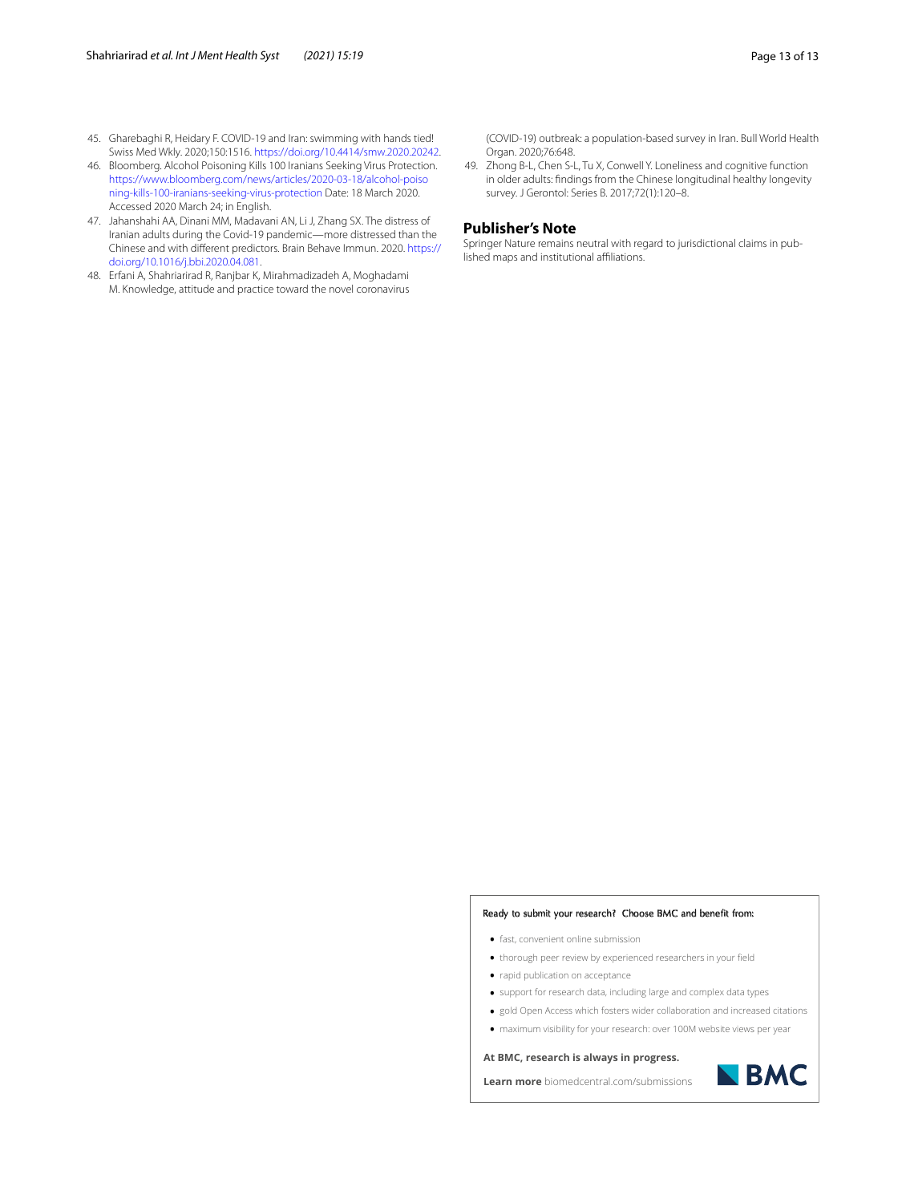45. Gharebaghi R, Heidary F. COVID-19 and Iran: swimming with hands tied! Swiss Med Wkly. 2020;150:1516. https://doi.org/10.4414/smw.2020.20242.
46. Bloomberg. Alcohol Poisoning Kills 100 Iranians Seeking Virus Protection. https://www.bloomberg.com/news/articles/2020-03-18/alcohol-poisoning-kills-100-iranians-seeking-virus-protection Date: 18 March 2020. Accessed 2020 March 24; in English.
47. Jahanshahi AA, Dinani MM, Madavani AN, Li J, Zhang SX. The distress of Iranian adults during the Covid-19 pandemic—more distressed than the Chinese and with different predictors. Brain Behave Immun. 2020. https://doi.org/10.1016/j.bbi.2020.04.081.
48. Erfani A, Shahriarirad R, Ranjbar K, Mirahmadizadeh A, Moghadami M. Knowledge, attitude and practice toward the novel coronavirus (COVID-19) outbreak: a population-based survey in Iran. Bull World Health Organ. 2020;76:648.
49. Zhong B-L, Chen S-L, Tu X, Conwell Y. Loneliness and cognitive function in older adults: findings from the Chinese longitudinal healthy longevity survey. J Gerontol: Series B. 2017;72(1):120–8.

## Publisher's Note

Springer Nature remains neutral with regard to jurisdictional claims in published maps and institutional affiliations.

Ready to submit your research? Choose BMC and benefit from:

- fast, convenient online submission
- thorough peer review by experienced researchers in your field
- rapid publication on acceptance
- support for research data, including large and complex data types
- gold Open Access which fosters wider collaboration and increased citations
- maximum visibility for your research: over 100M website views per year

**At BMC, research is always in progress.**

**Learn more** biomedcentral.com/submissions

BMC